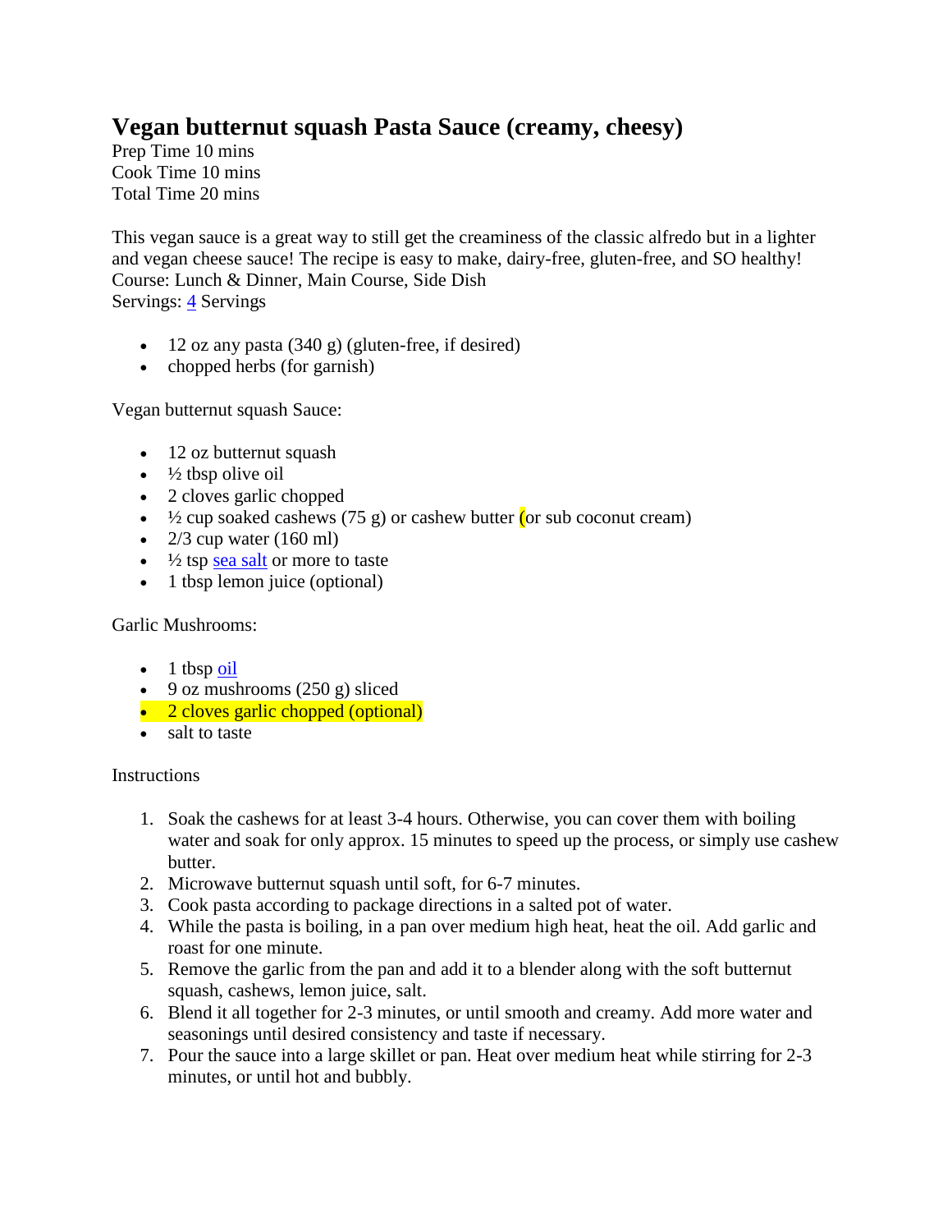# Vegan butternut squash Pasta Sauce (creamy, cheesy)

Prep Time 10 mins
Cook Time 10 mins
Total Time 20 mins

This vegan sauce is a great way to still get the creaminess of the classic alfredo but in a lighter and vegan cheese sauce! The recipe is easy to make, dairy-free, gluten-free, and SO healthy!
Course: Lunch & Dinner, Main Course, Side Dish
Servings: 4 Servings

- 12 oz any pasta (340 g) (gluten-free, if desired)
- chopped herbs (for garnish)

Vegan butternut squash Sauce:

- 12 oz butternut squash
- ½ tbsp olive oil
- 2 cloves garlic chopped
- ½ cup soaked cashews (75 g) or cashew butter (or sub coconut cream)
- 2/3 cup water (160 ml)
- ½ tsp sea salt or more to taste
- 1 tbsp lemon juice (optional)

Garlic Mushrooms:

- 1 tbsp oil
- 9 oz mushrooms (250 g) sliced
- 2 cloves garlic chopped (optional)
- salt to taste

Instructions

1. Soak the cashews for at least 3-4 hours. Otherwise, you can cover them with boiling water and soak for only approx. 15 minutes to speed up the process, or simply use cashew butter.
2. Microwave butternut squash until soft, for 6-7 minutes.
3. Cook pasta according to package directions in a salted pot of water.
4. While the pasta is boiling, in a pan over medium high heat, heat the oil. Add garlic and roast for one minute.
5. Remove the garlic from the pan and add it to a blender along with the soft butternut squash, cashews, lemon juice, salt.
6. Blend it all together for 2-3 minutes, or until smooth and creamy. Add more water and seasonings until desired consistency and taste if necessary.
7. Pour the sauce into a large skillet or pan. Heat over medium heat while stirring for 2-3 minutes, or until hot and bubbly.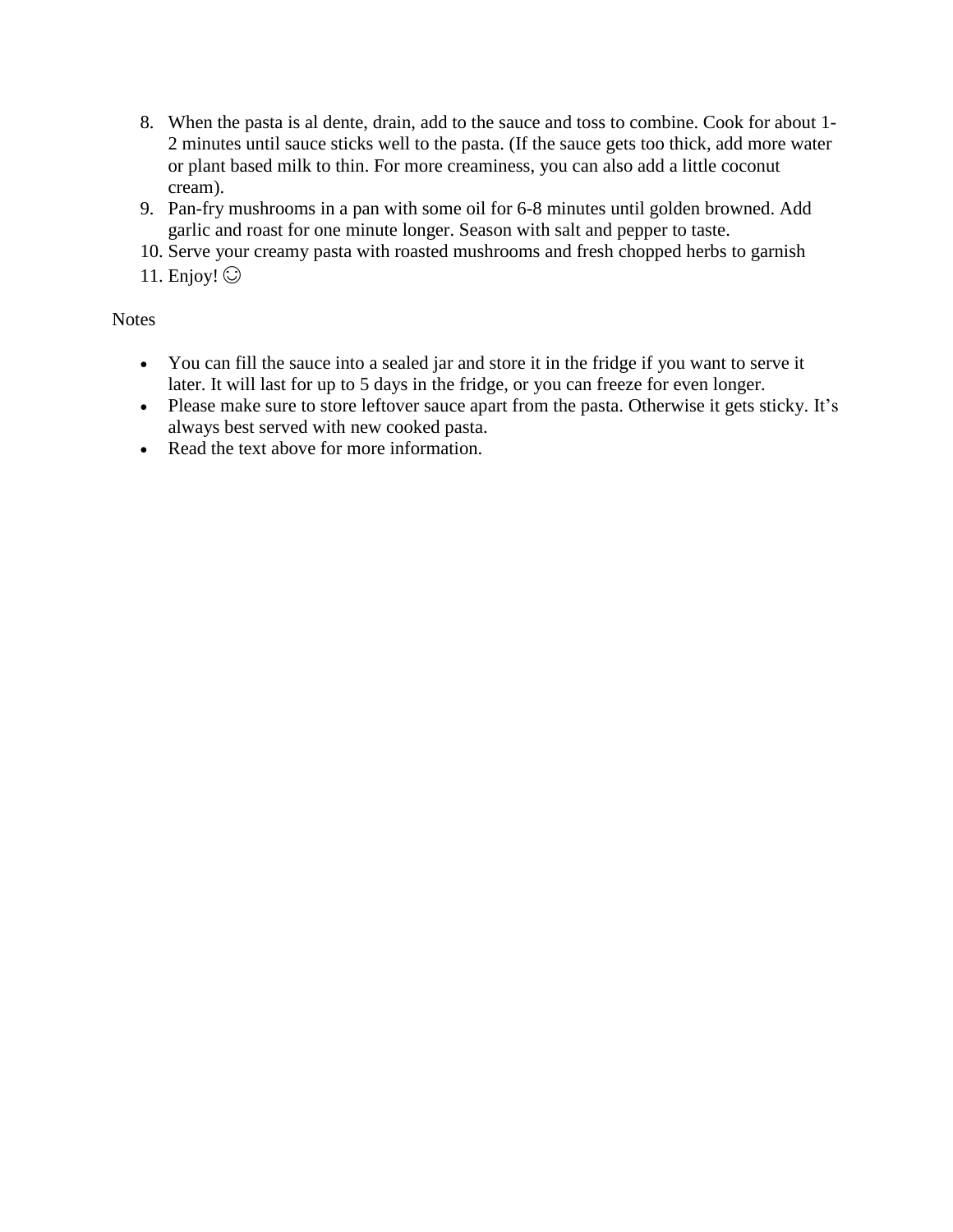8. When the pasta is al dente, drain, add to the sauce and toss to combine. Cook for about 1-2 minutes until sauce sticks well to the pasta. (If the sauce gets too thick, add more water or plant based milk to thin. For more creaminess, you can also add a little coconut cream).
9. Pan-fry mushrooms in a pan with some oil for 6-8 minutes until golden browned. Add garlic and roast for one minute longer. Season with salt and pepper to taste.
10. Serve your creamy pasta with roasted mushrooms and fresh chopped herbs to garnish
11. Enjoy! ☺

Notes

- You can fill the sauce into a sealed jar and store it in the fridge if you want to serve it later. It will last for up to 5 days in the fridge, or you can freeze for even longer.
- Please make sure to store leftover sauce apart from the pasta. Otherwise it gets sticky. It's always best served with new cooked pasta.
- Read the text above for more information.